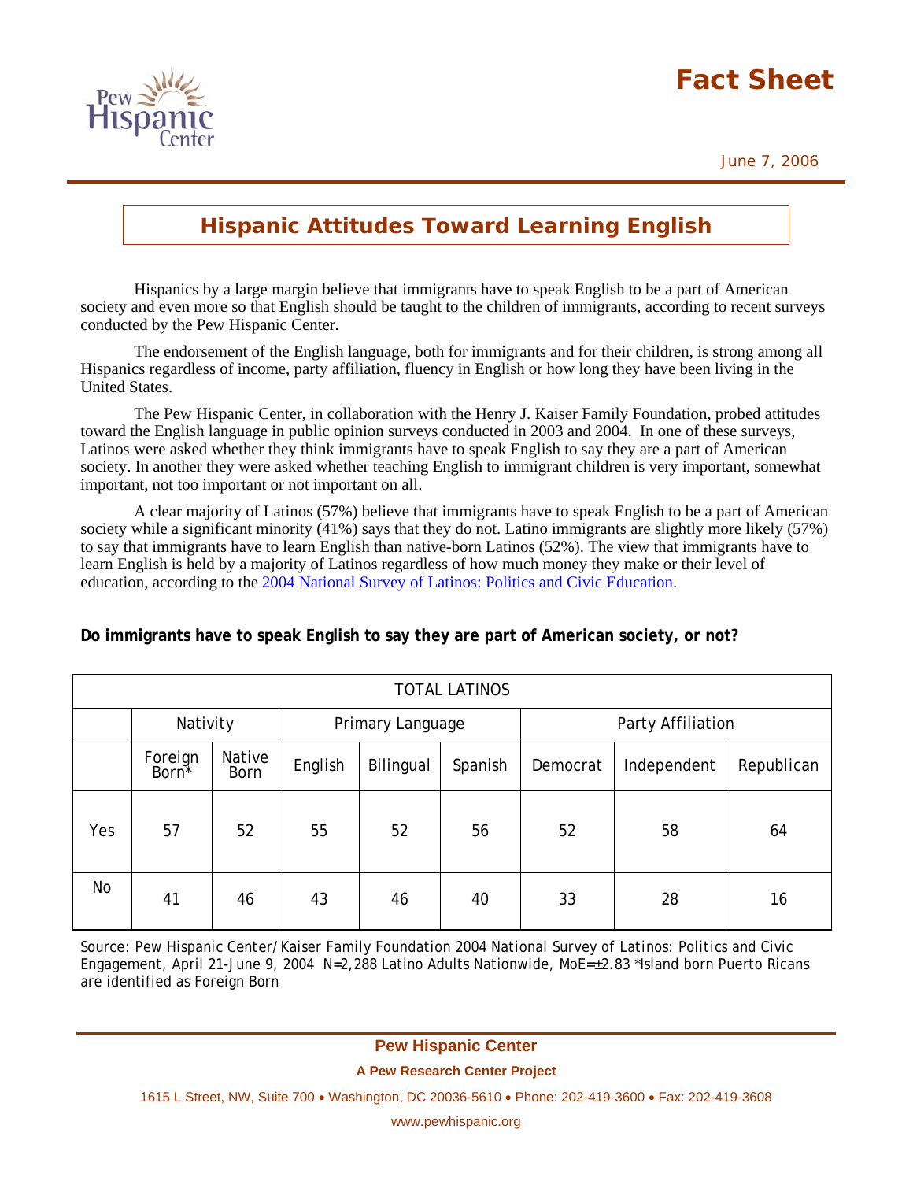# Fact Sheet

June 7, 2006

## Hispanic Attitudes Toward Learning English

Hispanics by a large margin believe that immigrants have to speak English to be a part of American society and even more so that English should be taught to the children of immigrants, according to recent surveys conducted by the Pew Hispanic Center.

The endorsement of the English language, both for immigrants and for their children, is strong among all Hispanics regardless of income, party affiliation, fluency in English or how long they have been living in the United States.

The Pew Hispanic Center, in collaboration with the Henry J. Kaiser Family Foundation, probed attitudes toward the English language in public opinion surveys conducted in 2003 and 2004. In one of these surveys, Latinos were asked whether they think immigrants have to speak English to say they are a part of American society. In another they were asked whether teaching English to immigrant children is very important, somewhat important, not too important or not important on all.

A clear majority of Latinos (57%) believe that immigrants have to speak English to be a part of American society while a significant minority (41%) says that they do not. Latino immigrants are slightly more likely (57%) to say that immigrants have to learn English than native-born Latinos (52%). The view that immigrants have to learn English is held by a majority of Latinos regardless of how much money they make or their level of education, according to the 2004 National Survey of Latinos: Politics and Civic Education.

**Do immigrants have to speak English to say they are part of American society, or not?**

| TOTAL LATINOS | | | | | | | | |
|---|---|---|---|---|---|---|---|---|
| | Nativity | | Primary Language | | | Party Affiliation | | |
| | Foreign Born* | Native Born | English | Bilingual | Spanish | Democrat | Independent | Republican |
| Yes | 57 | 52 | 55 | 52 | 56 | 52 | 58 | 64 |
| No | 41 | 46 | 43 | 46 | 40 | 33 | 28 | 16 |

Source: Pew Hispanic Center/Kaiser Family Foundation 2004 National Survey of Latinos: Politics and Civic Engagement, April 21-June 9, 2004 N=2,288 Latino Adults Nationwide, MoE=±2.83 *Island born Puerto Ricans are identified as Foreign Born

**Pew Hispanic Center**

**A Pew Research Center Project**

1615 L Street, NW, Suite 700 • Washington, DC 20036-5610 • Phone: 202-419-3600 • Fax: 202-419-3608

www.pewhispanic.org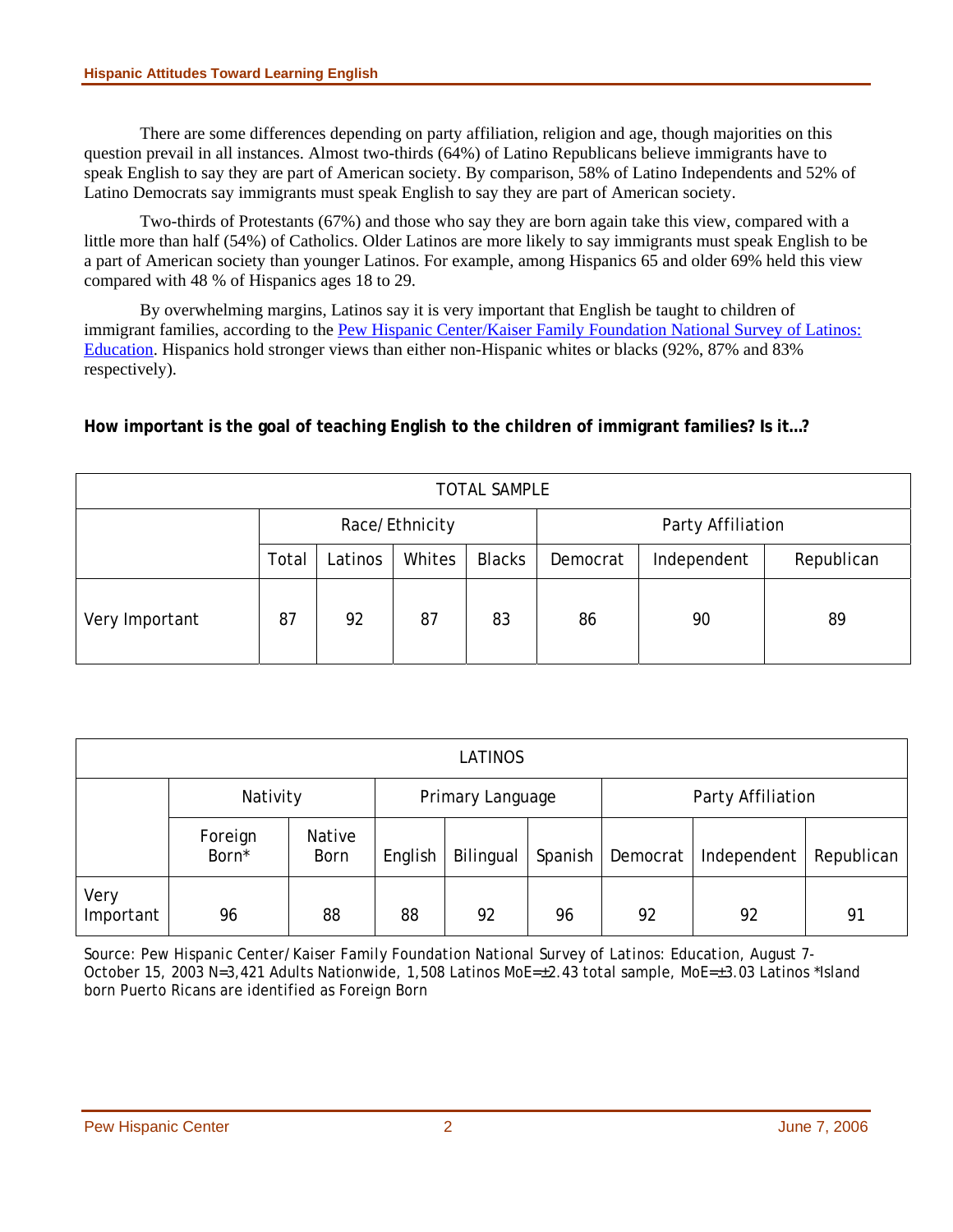There are some differences depending on party affiliation, religion and age, though majorities on this question prevail in all instances. Almost two-thirds (64%) of Latino Republicans believe immigrants have to speak English to say they are part of American society. By comparison, 58% of Latino Independents and 52% of Latino Democrats say immigrants must speak English to say they are part of American society.

Two-thirds of Protestants (67%) and those who say they are born again take this view, compared with a little more than half (54%) of Catholics. Older Latinos are more likely to say immigrants must speak English to be a part of American society than younger Latinos. For example, among Hispanics 65 and older 69% held this view compared with 48 % of Hispanics ages 18 to 29.

By overwhelming margins, Latinos say it is very important that English be taught to children of immigrant families, according to the [Pew Hispanic Center/Kaiser Family Foundation National Survey of Latinos: Education](). Hispanics hold stronger views than either non-Hispanic whites or blacks (92%, 87% and 83% respectively).

**How important is the goal of teaching English to the children of immigrant families? Is it…?**

| TOTAL SAMPLE | | | | | | | |
|---|---|---|---|---|---|---|---|
| | Race/Ethnicity | | | | Party Affiliation | | |
| | Total | Latinos | Whites | Blacks | Democrat | Independent | Republican |
| Very Important | 87 | 92 | 87 | 83 | 86 | 90 | 89 |

| LATINOS | | | | | | | | |
|---|---|---|---|---|---|---|---|---|
| | Nativity | | Primary Language | | | Party Affiliation | | |
| | Foreign Born* | Native Born | English | Bilingual | Spanish | Democrat | Independent | Republican |
| Very Important | 96 | 88 | 88 | 92 | 96 | 92 | 92 | 91 |

Source: Pew Hispanic Center/Kaiser Family Foundation National Survey of Latinos: Education, August 7-October 15, 2003 N=3,421 Adults Nationwide, 1,508 Latinos MoE=±2.43 total sample, MoE=±3.03 Latinos *Island born Puerto Ricans are identified as Foreign Born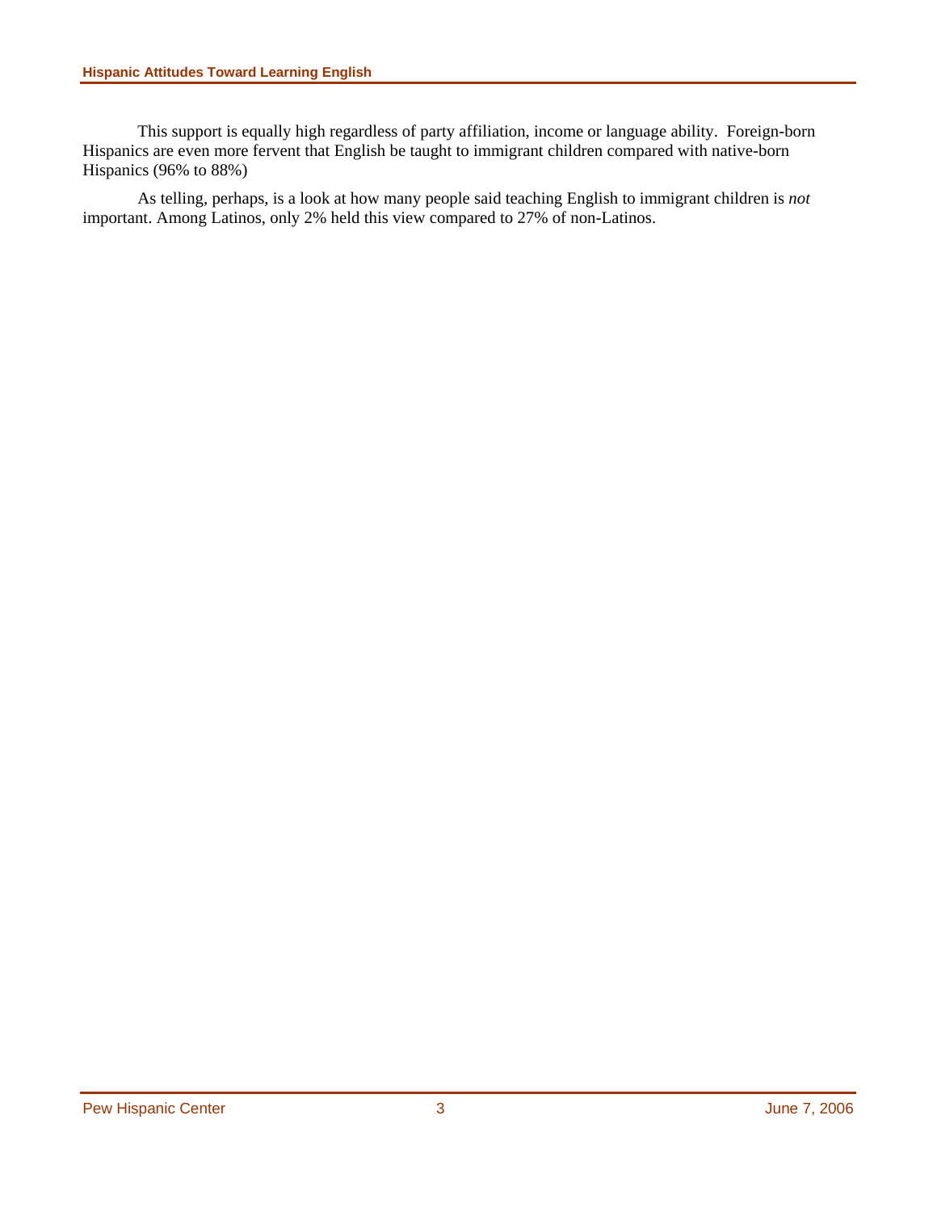This support is equally high regardless of party affiliation, income or language ability. Foreign-born Hispanics are even more fervent that English be taught to immigrant children compared with native-born Hispanics (96% to 88%)

As telling, perhaps, is a look at how many people said teaching English to immigrant children is *not* important. Among Latinos, only 2% held this view compared to 27% of non-Latinos.